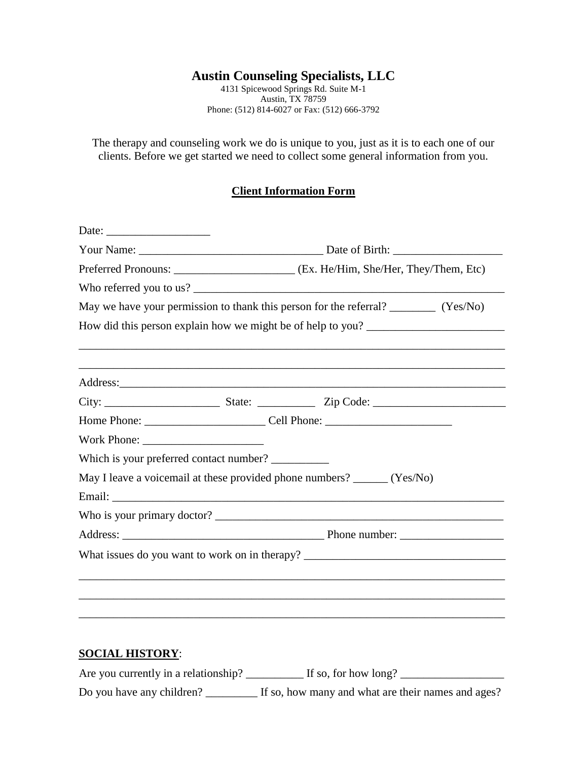# Austin Counseling Specialists, LLC

4131 Spicewood Springs Rd. Suite M-1
Austin, TX 78759
Phone: (512) 814-6027 or Fax: (512) 666-3792

The therapy and counseling work we do is unique to you, just as it is to each one of our clients. Before we get started we need to collect some general information from you.

## Client Information Form

Date: __________________

Your Name: ________________________________ Date of Birth: ___________________

Preferred Pronouns: _____________________ (Ex. He/Him, She/Her, They/Them, Etc)

Who referred you to us? ________________________________________________________

May we have your permission to thank this person for the referral? ________ (Yes/No)

How did this person explain how we might be of help to you? ________________________

___________________________________________________________________________

___________________________________________________________________________

Address:____________________________________________________________________

City: ____________________ State: __________ Zip Code: _______________________

Home Phone: _____________________ Cell Phone: ______________________

Work Phone: _____________________

Which is your preferred contact number? __________

May I leave a voicemail at these provided phone numbers? ______ (Yes/No)

Email: _____________________________________________________________________

Who is your primary doctor? ____________________________________________________

Address: ___________________________________ Phone number: __________________

What issues do you want to work on in therapy? __________________________________

___________________________________________________________________________

___________________________________________________________________________

___________________________________________________________________________

**SOCIAL HISTORY**:

Are you currently in a relationship? __________ If so, for how long? __________________

Do you have any children? _________ If so, how many and what are their names and ages?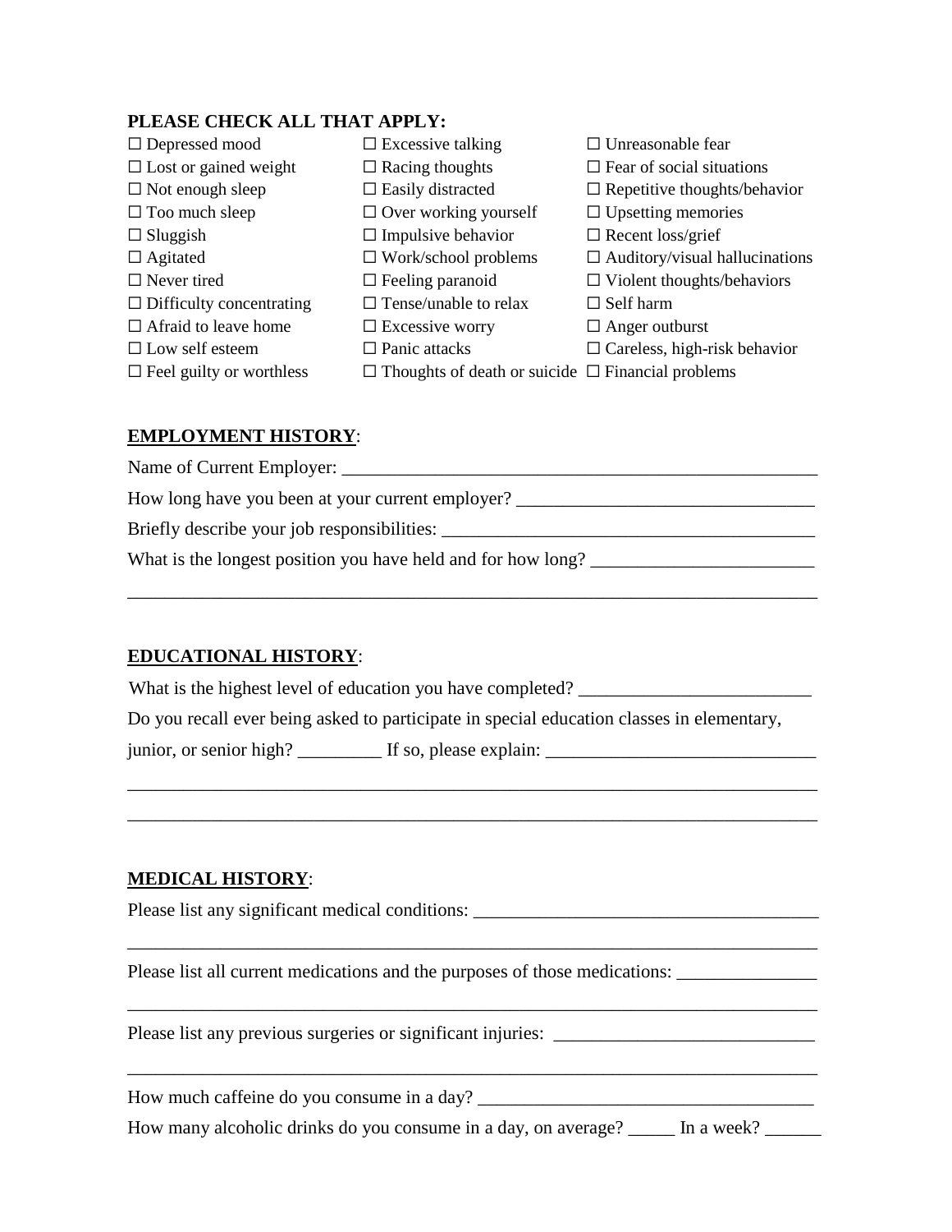**PLEASE CHECK ALL THAT APPLY:**

☐ Depressed mood
☐ Lost or gained weight
☐ Not enough sleep
☐ Too much sleep
☐ Sluggish
☐ Agitated
☐ Never tired
☐ Difficulty concentrating
☐ Afraid to leave home
☐ Low self esteem
☐ Feel guilty or worthless
☐ Excessive talking
☐ Racing thoughts
☐ Easily distracted
☐ Over working yourself
☐ Impulsive behavior
☐ Work/school problems
☐ Feeling paranoid
☐ Tense/unable to relax
☐ Excessive worry
☐ Panic attacks
☐ Thoughts of death or suicide
☐ Unreasonable fear
☐ Fear of social situations
☐ Repetitive thoughts/behavior
☐ Upsetting memories
☐ Recent loss/grief
☐ Auditory/visual hallucinations
☐ Violent thoughts/behaviors
☐ Self harm
☐ Anger outburst
☐ Careless, high-risk behavior
☐ Financial problems

**EMPLOYMENT HISTORY**:

Name of Current Employer: ____________________________________________________

How long have you been at your current employer? _______________________________

Briefly describe your job responsibilities: _______________________________________

What is the longest position you have held and for how long? _______________________

_____________________________________________________________________________

**EDUCATIONAL HISTORY**:

What is the highest level of education you have completed? ________________________

Do you recall ever being asked to participate in special education classes in elementary, junior, or senior high? _________ If so, please explain: ____________________________

_____________________________________________________________________________

_____________________________________________________________________________

**MEDICAL HISTORY**:

Please list any significant medical conditions: ___________________________________

_____________________________________________________________________________

Please list all current medications and the purposes of those medications: ______________

_____________________________________________________________________________

Please list any previous surgeries or significant injuries: ___________________________

_____________________________________________________________________________

How much caffeine do you consume in a day? ____________________________________

How many alcoholic drinks do you consume in a day, on average? _____ In a week? ______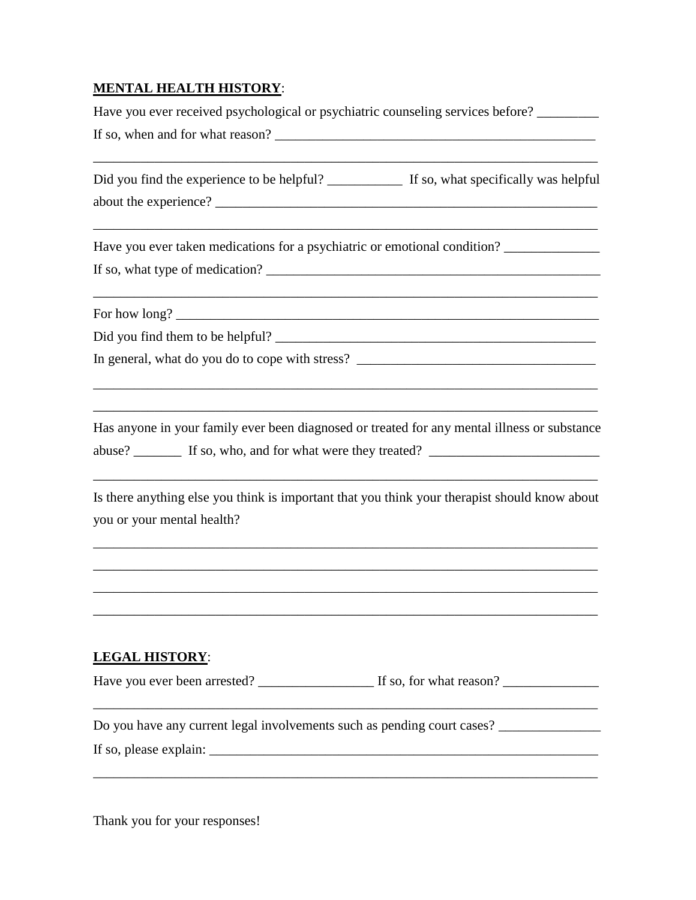**MENTAL HEALTH HISTORY**:

Have you ever received psychological or psychiatric counseling services before? _________

If so, when and for what reason? _______________________________________________

_____________________________________________________________________________

Did you find the experience to be helpful? ___________ If so, what specifically was helpful about the experience? _____________________________________________________

_____________________________________________________________________________

Have you ever taken medications for a psychiatric or emotional condition? ______________

If so, what type of medication? __________________________________________________

_____________________________________________________________________________

For how long? _______________________________________________________________

Did you find them to be helpful? ______________________________________________

In general, what do you do to cope with stress? ___________________________________

_____________________________________________________________________________

_____________________________________________________________________________

Has anyone in your family ever been diagnosed or treated for any mental illness or substance abuse? _______ If so, who, and for what were they treated? _________________________

_____________________________________________________________________________

Is there anything else you think is important that you think your therapist should know about you or your mental health?

_____________________________________________________________________________

_____________________________________________________________________________

_____________________________________________________________________________

_____________________________________________________________________________

**LEGAL HISTORY**:

Have you ever been arrested? _________________ If so, for what reason? ______________

_____________________________________________________________________________

Do you have any current legal involvements such as pending court cases? _______________

If so, please explain: __________________________________________________________

_____________________________________________________________________________

Thank you for your responses!